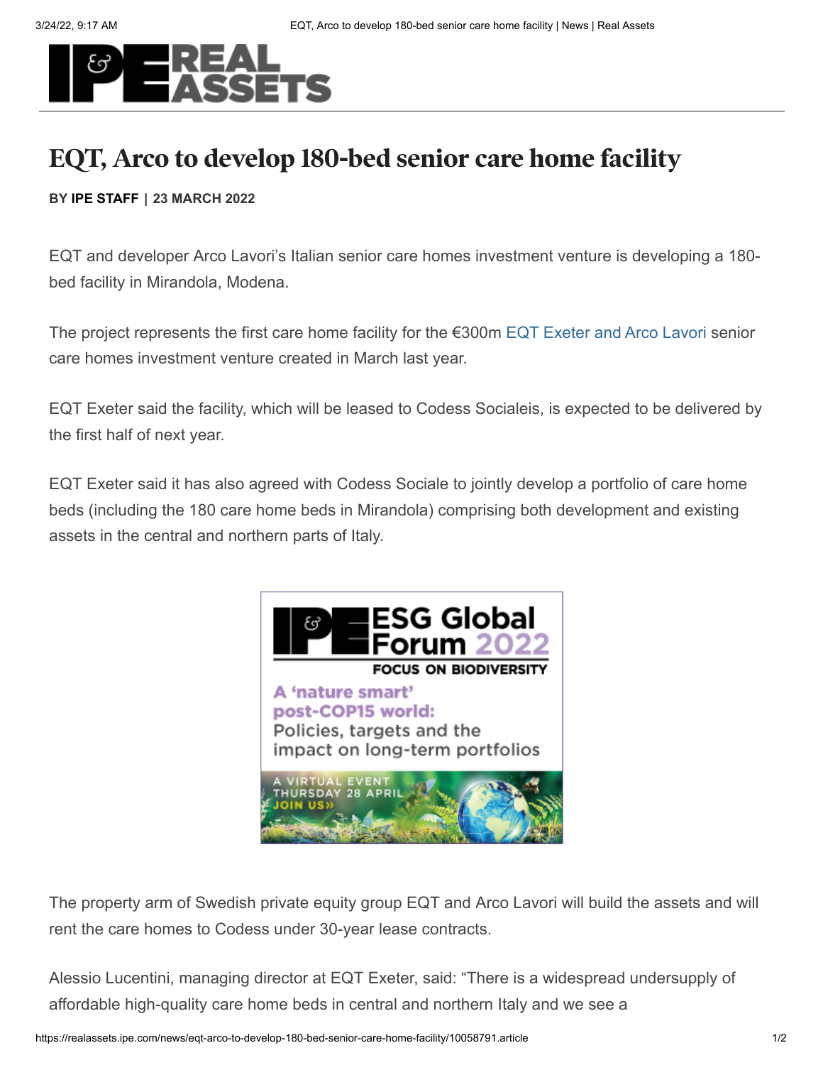# EQT, Arco to develop 180-bed senior care home facility

**BY IPE STAFF | 23 MARCH 2022**

EQT and developer Arco Lavori's Italian senior care homes investment venture is developing a 180-bed facility in Mirandola, Modena.

The project represents the first care home facility for the €300m EQT Exeter and Arco Lavori senior care homes investment venture created in March last year.

EQT Exeter said the facility, which will be leased to Codess Socialeis, is expected to be delivered by the first half of next year.

EQT Exeter said it has also agreed with Codess Sociale to jointly develop a portfolio of care home beds (including the 180 care home beds in Mirandola) comprising both development and existing assets in the central and northern parts of Italy.

The property arm of Swedish private equity group EQT and Arco Lavori will build the assets and will rent the care homes to Codess under 30-year lease contracts.

Alessio Lucentini, managing director at EQT Exeter, said: "There is a widespread undersupply of affordable high-quality care home beds in central and northern Italy and we see a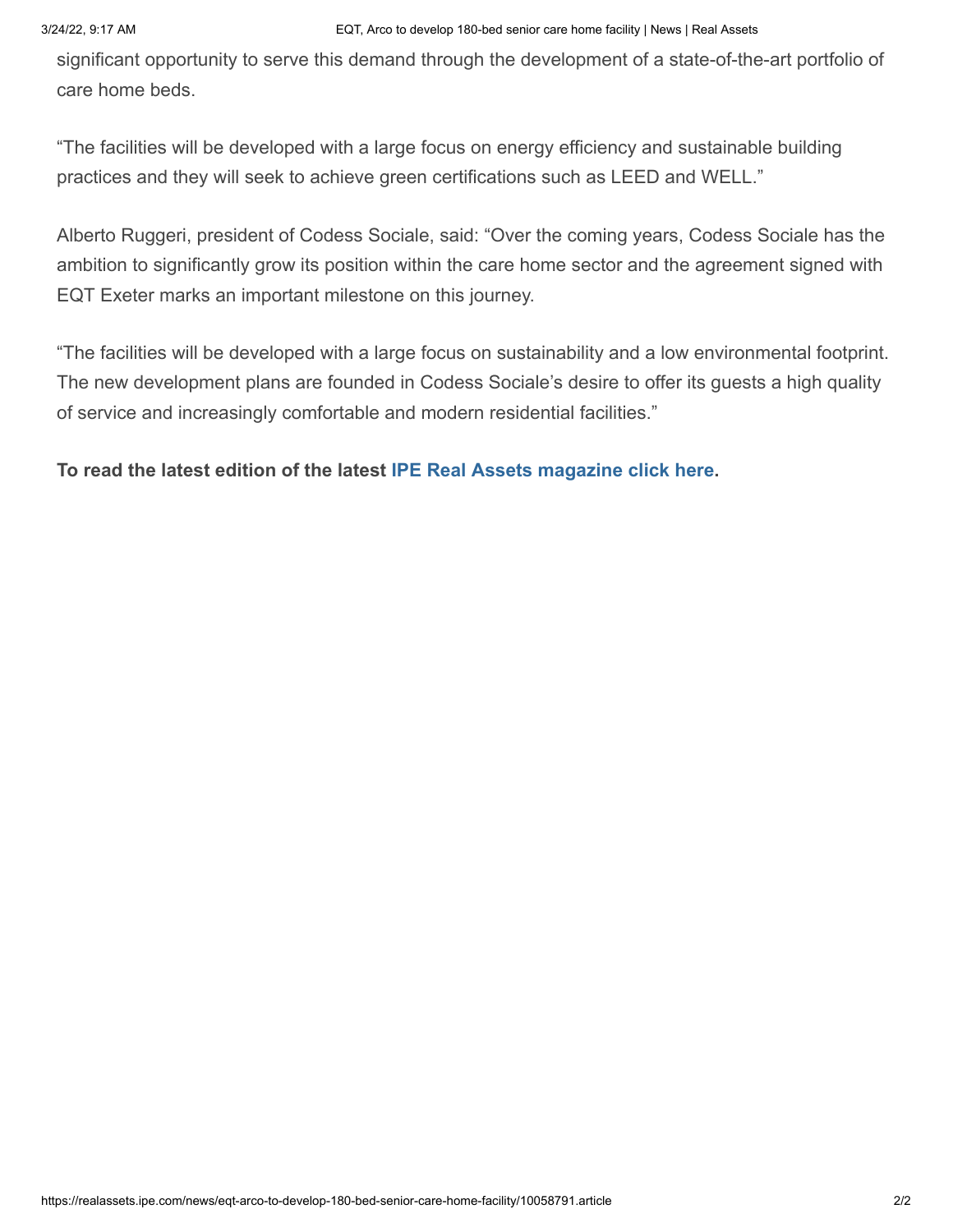significant opportunity to serve this demand through the development of a state-of-the-art portfolio of care home beds.

"The facilities will be developed with a large focus on energy efficiency and sustainable building practices and they will seek to achieve green certifications such as LEED and WELL."

Alberto Ruggeri, president of Codess Sociale, said: "Over the coming years, Codess Sociale has the ambition to significantly grow its position within the care home sector and the agreement signed with EQT Exeter marks an important milestone on this journey.

"The facilities will be developed with a large focus on sustainability and a low environmental footprint. The new development plans are founded in Codess Sociale's desire to offer its guests a high quality of service and increasingly comfortable and modern residential facilities."

**To read the latest edition of the latest IPE Real Assets magazine click here.**